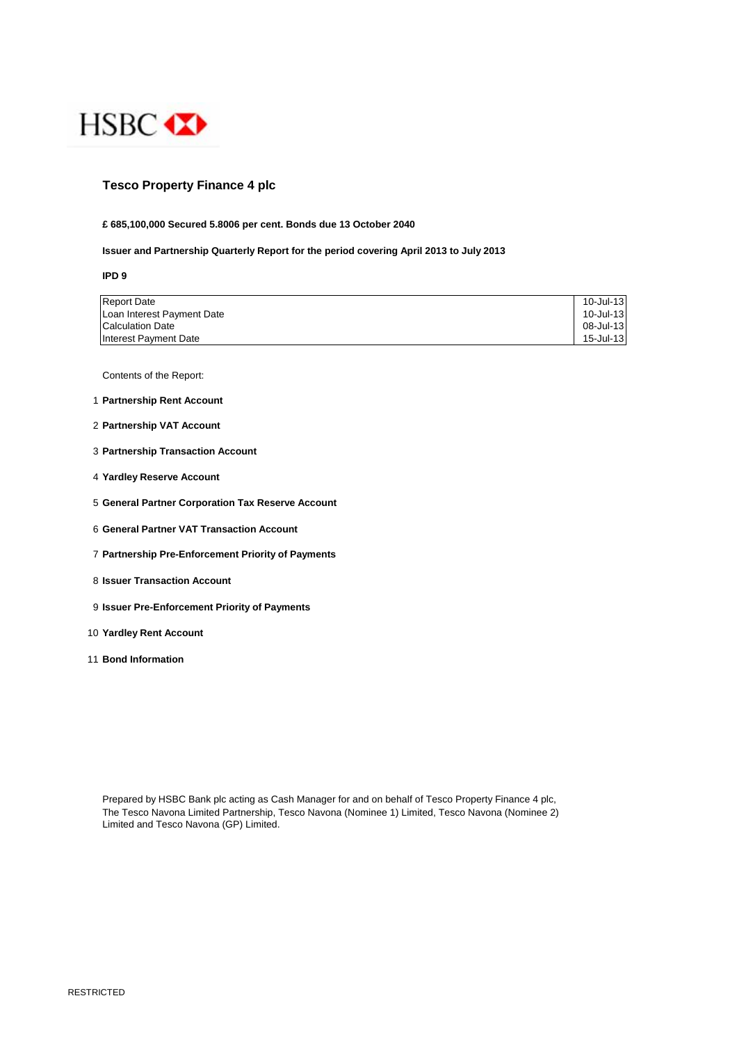HSBC

# Tesco Property Finance 4 plc

**£ 685,100,000 Secured 5.8006 per cent. Bonds due 13 October 2040**

**Issuer and Partnership Quarterly Report for the period covering April 2013 to July 2013**

**IPD 9**

| | |
|---|---|
| Report Date | 10-Jul-13 |
| Loan Interest Payment Date | 10-Jul-13 |
| Calculation Date | 08-Jul-13 |
| Interest Payment Date | 15-Jul-13 |

Contents of the Report:

1. **Partnership Rent Account**
2. **Partnership VAT Account**
3. **Partnership Transaction Account**
4. **Yardley Reserve Account**
5. **General Partner Corporation Tax Reserve Account**
6. **General Partner VAT Transaction Account**
7. **Partnership Pre-Enforcement Priority of Payments**
8. **Issuer Transaction Account**
9. **Issuer Pre-Enforcement Priority of Payments**
10. **Yardley Rent Account**
11. **Bond Information**

Prepared by HSBC Bank plc acting as Cash Manager for and on behalf of Tesco Property Finance 4 plc, The Tesco Navona Limited Partnership, Tesco Navona (Nominee 1) Limited, Tesco Navona (Nominee 2) Limited and Tesco Navona (GP) Limited.

RESTRICTED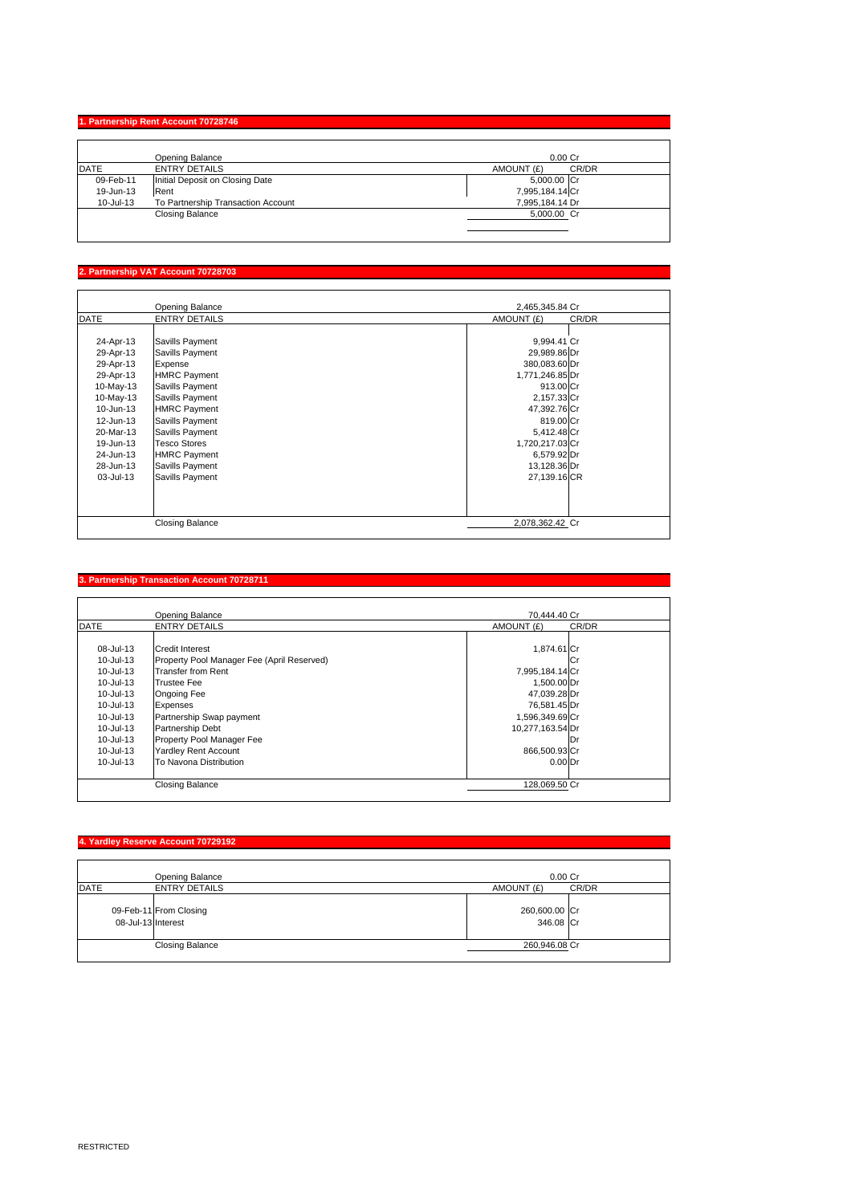## 1. Partnership Rent Account 70728746

| DATE | ENTRY DETAILS | AMOUNT (£) | CR/DR |
|---|---|---|---|
| | Opening Balance | 0.00 | Cr |
| 09-Feb-11 | Initial Deposit on Closing Date | 5,000.00 | Cr |
| 19-Jun-13 | Rent | 7,995,184.14 | Cr |
| 10-Jul-13 | To Partnership Transaction Account | 7,995,184.14 | Dr |
| | Closing Balance | 5,000.00 | Cr |

## 2. Partnership VAT Account 70728703

| DATE | ENTRY DETAILS | AMOUNT (£) | CR/DR |
|---|---|---|---|
| | Opening Balance | 2,465,345.84 | Cr |
| 24-Apr-13 | Savills Payment | 9,994.41 | Cr |
| 29-Apr-13 | Savills Payment | 29,989.86 | Dr |
| 29-Apr-13 | Expense | 380,083.60 | Dr |
| 29-Apr-13 | HMRC Payment | 1,771,246.85 | Dr |
| 10-May-13 | Savills Payment | 913.00 | Cr |
| 10-May-13 | Savills Payment | 2,157.33 | Cr |
| 10-Jun-13 | HMRC Payment | 47,392.76 | Cr |
| 12-Jun-13 | Savills Payment | 819.00 | Cr |
| 20-Mar-13 | Savills Payment | 5,412.48 | Cr |
| 19-Jun-13 | Tesco Stores | 1,720,217.03 | Cr |
| 24-Jun-13 | HMRC Payment | 6,579.92 | Dr |
| 28-Jun-13 | Savills Payment | 13,128.36 | Dr |
| 03-Jul-13 | Savills Payment | 27,139.16 | CR |
| | Closing Balance | 2,078,362.42 | Cr |

## 3. Partnership Transaction Account 70728711

| DATE | ENTRY DETAILS | AMOUNT (£) | CR/DR |
|---|---|---|---|
| | Opening Balance | 70,444.40 | Cr |
| 08-Jul-13 | Credit Interest | 1,874.61 | Cr |
| 10-Jul-13 | Property Pool Manager Fee (April Reserved) | | Cr |
| 10-Jul-13 | Transfer from Rent | 7,995,184.14 | Cr |
| 10-Jul-13 | Trustee Fee | 1,500.00 | Dr |
| 10-Jul-13 | Ongoing Fee | 47,039.28 | Dr |
| 10-Jul-13 | Expenses | 76,581.45 | Dr |
| 10-Jul-13 | Partnership Swap payment | 1,596,349.69 | Cr |
| 10-Jul-13 | Partnership Debt | 10,277,163.54 | Dr |
| 10-Jul-13 | Property Pool Manager Fee | | Dr |
| 10-Jul-13 | Yardley Rent Account | 866,500.93 | Cr |
| 10-Jul-13 | To Navona Distribution | 0.00 | Dr |
| | Closing Balance | 128,069.50 | Cr |

## 4. Yardley Reserve Account 70729192

| DATE | ENTRY DETAILS | AMOUNT (£) | CR/DR |
|---|---|---|---|
| | Opening Balance | 0.00 | Cr |
| 09-Feb-11 | From Closing | 260,600.00 | Cr |
| 08-Jul-13 | Interest | 346.08 | Cr |
| | Closing Balance | 260,946.08 | Cr |

RESTRICTED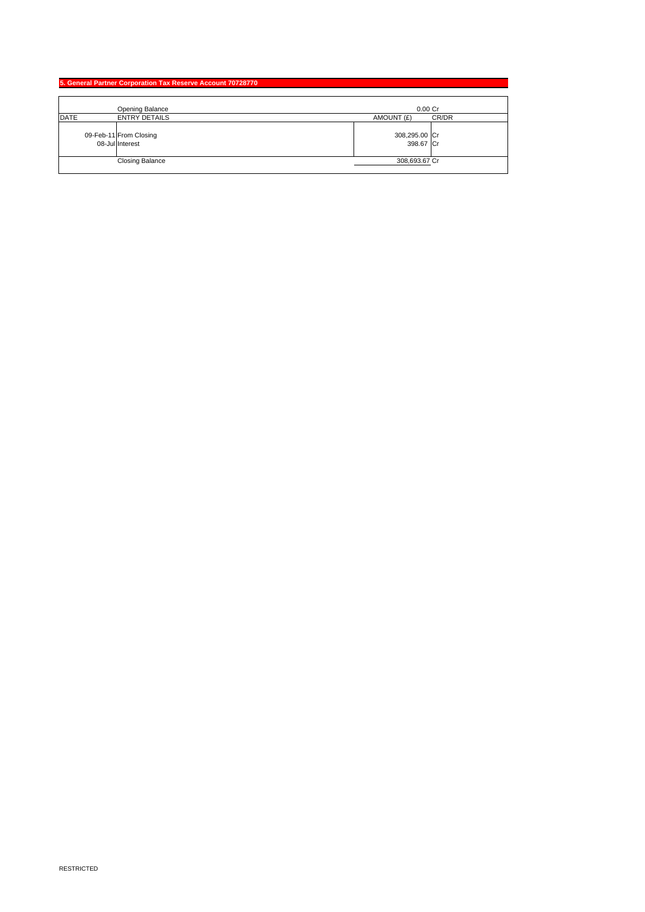## 5. General Partner Corporation Tax Reserve Account 70728770

| DATE | ENTRY DETAILS | AMOUNT (£) | CR/DR |
|---|---|---|---|
| | Opening Balance | 0.00 | Cr |
| 09-Feb-11 | From Closing | 308,295.00 | Cr |
| 08-Jul | Interest | 398.67 | Cr |
| | Closing Balance | 308,693.67 | Cr |

RESTRICTED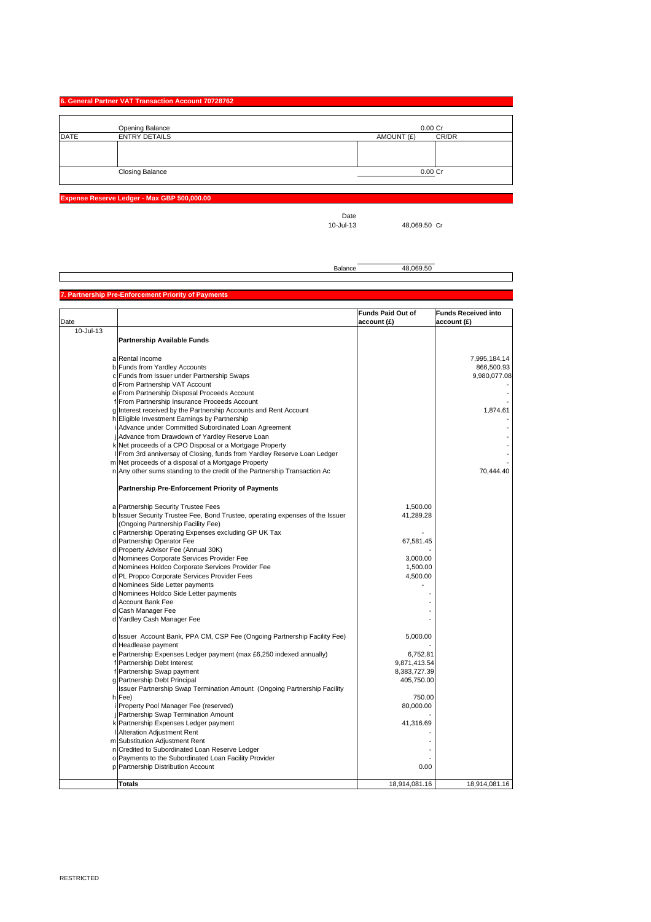## 6. General Partner VAT Transaction Account 70728762

| DATE | ENTRY DETAILS | AMOUNT (£) | CR/DR |
|---|---|---|---|
| | Opening Balance | 0.00 | Cr |
| | | | |
| | Closing Balance | 0.00 | Cr |

## Expense Reserve Ledger - Max GBP 500,000.00

| | Date | | |
|---|---|---|---|
| | 10-Jul-13 | 48,069.50 | Cr |
| | Balance | 48,069.50 | |

## 7. Partnership Pre-Enforcement Priority of Payments

| Date | | Funds Paid Out of account (£) | Funds Received into account (£) |
|---|---|---|---|
| 10-Jul-13 | **Partnership Available Funds** | | |
| | a Rental Income | | 7,995,184.14 |
| | b Funds from Yardley Accounts | | 866,500.93 |
| | c Funds from Issuer under Partnership Swaps | | 9,980,077.08 |
| | d From Partnership VAT Account | | - |
| | e From Partnership Disposal Proceeds Account | | - |
| | f From Partnership Insurance Proceeds Account | | - |
| | g Interest received by the Partnership Accounts and Rent Account | | 1,874.61 |
| | h Eligible Investment Earnings by Partnership | | - |
| | i Advance under Committed Subordinated Loan Agreement | | - |
| | j Advance from Drawdown of Yardley Reserve Loan | | - |
| | k Net proceeds of a CPO Disposal or a Mortgage Property | | - |
| | l From 3rd anniversay of Closing, funds from Yardley Reserve Loan Ledger | | - |
| | m Net proceeds of a disposal of a Mortgage Property | | - |
| | n Any other sums standing to the credit of the Partnership Transaction Ac | | 70,444.40 |
| | **Partnership Pre-Enforcement Priority of Payments** | | |
| | a Partnership Security Trustee Fees | 1,500.00 | |
| | b Issuer Security Trustee Fee, Bond Trustee, operating expenses of the Issuer (Ongoing Partnership Facility Fee) | 41,289.28 | |
| | c Partnership Operating Expenses excluding GP UK Tax | - | |
| | d Partnership Operator Fee | 67,581.45 | |
| | d Property Advisor Fee (Annual 30K) | - | |
| | d Nominees Corporate Services Provider Fee | 3,000.00 | |
| | d Nominees Holdco Corporate Services Provider Fee | 1,500.00 | |
| | d PL Propco Corporate Services Provider Fees | 4,500.00 | |
| | d Nominees Side Letter payments | - | |
| | d Nominees Holdco Side Letter payments | - | |
| | d Account Bank Fee | - | |
| | d Cash Manager Fee | - | |
| | d Yardley Cash Manager Fee | - | |
| | d Issuer Account Bank, PPA CM, CSP Fee (Ongoing Partnership Facility Fee) | 5,000.00 | |
| | d Headlease payment | - | |
| | e Partnership Expenses Ledger payment (max £6,250 indexed annually) | 6,752.81 | |
| | f Partnership Debt Interest | 9,871,413.54 | |
| | f Partnership Swap payment | 8,383,727.39 | |
| | g Partnership Debt Principal | 405,750.00 | |
| | h Issuer Partnership Swap Termination Amount (Ongoing Partnership Facility Fee) | 750.00 | |
| | i Property Pool Manager Fee (reserved) | 80,000.00 | |
| | j Partnership Swap Termination Amount | - | |
| | k Partnership Expenses Ledger payment | 41,316.69 | |
| | l Alteration Adjustment Rent | - | |
| | m Substitution Adjustment Rent | - | |
| | n Credited to Subordinated Loan Reserve Ledger | - | |
| | o Payments to the Subordinated Loan Facility Provider | - | |
| | p Partnership Distribution Account | 0.00 | |
| | **Totals** | 18,914,081.16 | 18,914,081.16 |

RESTRICTED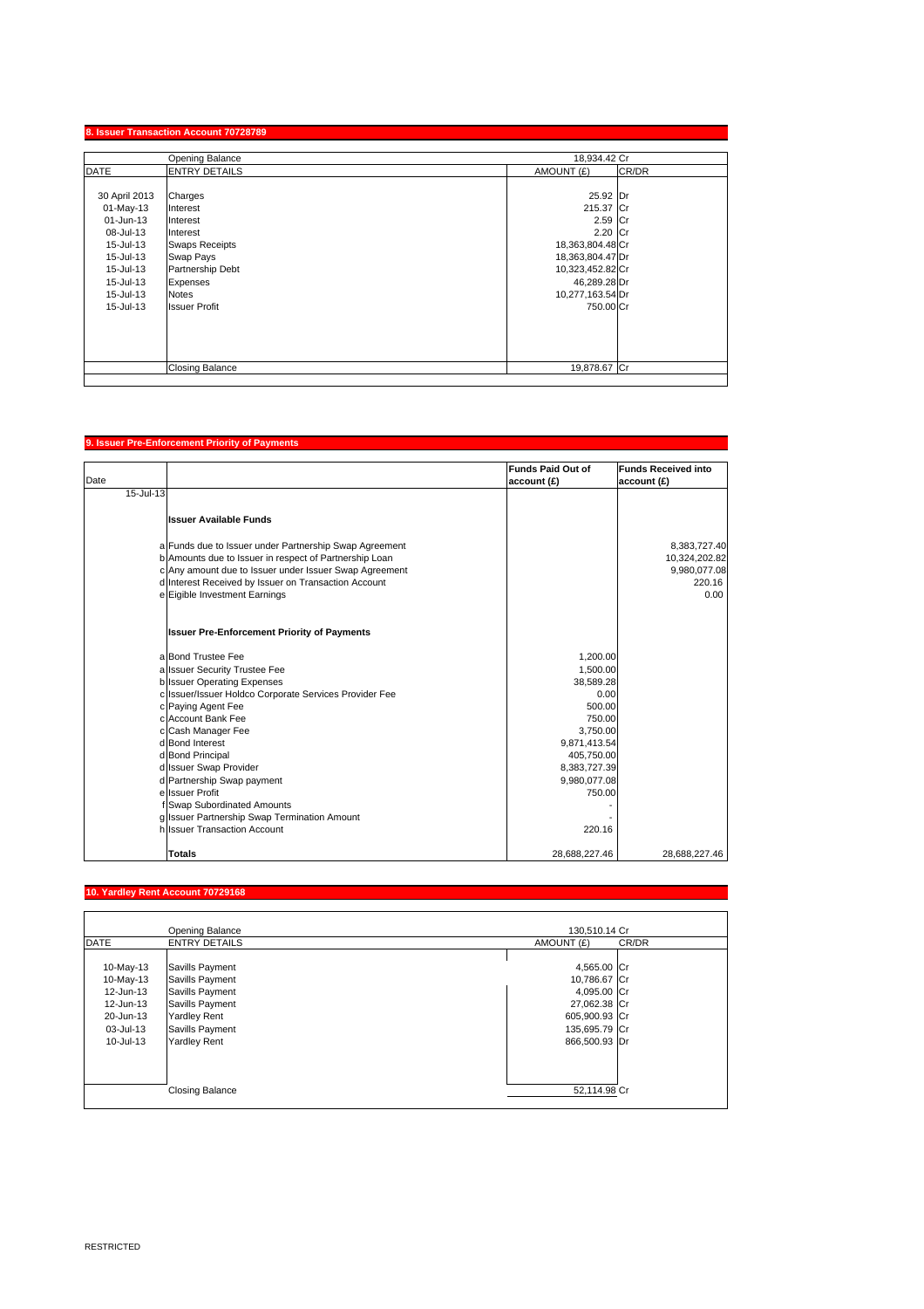## 8. Issuer Transaction Account 70728789

| DATE | ENTRY DETAILS | AMOUNT (£) | CR/DR |
|---|---|---|---|
| | Opening Balance | 18,934.42 | Cr |
| 30 April 2013 | Charges | 25.92 | Dr |
| 01-May-13 | Interest | 215.37 | Cr |
| 01-Jun-13 | Interest | 2.59 | Cr |
| 08-Jul-13 | Interest | 2.20 | Cr |
| 15-Jul-13 | Swaps Receipts | 18,363,804.48 | Cr |
| 15-Jul-13 | Swap Pays | 18,363,804.47 | Dr |
| 15-Jul-13 | Partnership Debt | 10,323,452.82 | Cr |
| 15-Jul-13 | Expenses | 46,289.28 | Dr |
| 15-Jul-13 | Notes | 10,277,163.54 | Dr |
| 15-Jul-13 | Issuer Profit | 750.00 | Cr |
| | Closing Balance | 19,878.67 | Cr |

## 9. Issuer Pre-Enforcement Priority of Payments

| Date | | Funds Paid Out of account (£) | Funds Received into account (£) |
|---|---|---|---|
| 15-Jul-13 | | | |
| | **Issuer Available Funds** | | |
| a | Funds due to Issuer under Partnership Swap Agreement | | 8,383,727.40 |
| b | Amounts due to Issuer in respect of Partnership Loan | | 10,324,202.82 |
| c | Any amount due to Issuer under Issuer Swap Agreement | | 9,980,077.08 |
| d | Interest Received by Issuer on Transaction Account | | 220.16 |
| e | Eigible Investment Earnings | | 0.00 |
| | **Issuer Pre-Enforcement Priority of Payments** | | |
| a | Bond Trustee Fee | 1,200.00 | |
| a | Issuer Security Trustee Fee | 1,500.00 | |
| b | Issuer Operating Expenses | 38,589.28 | |
| c | Issuer/Issuer Holdco Corporate Services Provider Fee | 0.00 | |
| c | Paying Agent Fee | 500.00 | |
| c | Account Bank Fee | 750.00 | |
| c | Cash Manager Fee | 3,750.00 | |
| d | Bond Interest | 9,871,413.54 | |
| d | Bond Principal | 405,750.00 | |
| d | Issuer Swap Provider | 8,383,727.39 | |
| d | Partnership Swap payment | 9,980,077.08 | |
| e | Issuer Profit | 750.00 | |
| f | Swap Subordinated Amounts | - | |
| g | Issuer Partnership Swap Termination Amount | - | |
| h | Issuer Transaction Account | 220.16 | |
| | **Totals** | 28,688,227.46 | 28,688,227.46 |

## 10. Yardley Rent Account 70729168

| DATE | ENTRY DETAILS | AMOUNT (£) | CR/DR |
|---|---|---|---|
| | Opening Balance | 130,510.14 | Cr |
| 10-May-13 | Savills Payment | 4,565.00 | Cr |
| 10-May-13 | Savills Payment | 10,786.67 | Cr |
| 12-Jun-13 | Savills Payment | 4,095.00 | Cr |
| 12-Jun-13 | Savills Payment | 27,062.38 | Cr |
| 20-Jun-13 | Yardley Rent | 605,900.93 | Cr |
| 03-Jul-13 | Savills Payment | 135,695.79 | Cr |
| 10-Jul-13 | Yardley Rent | 866,500.93 | Dr |
| | Closing Balance | 52,114.98 | Cr |

RESTRICTED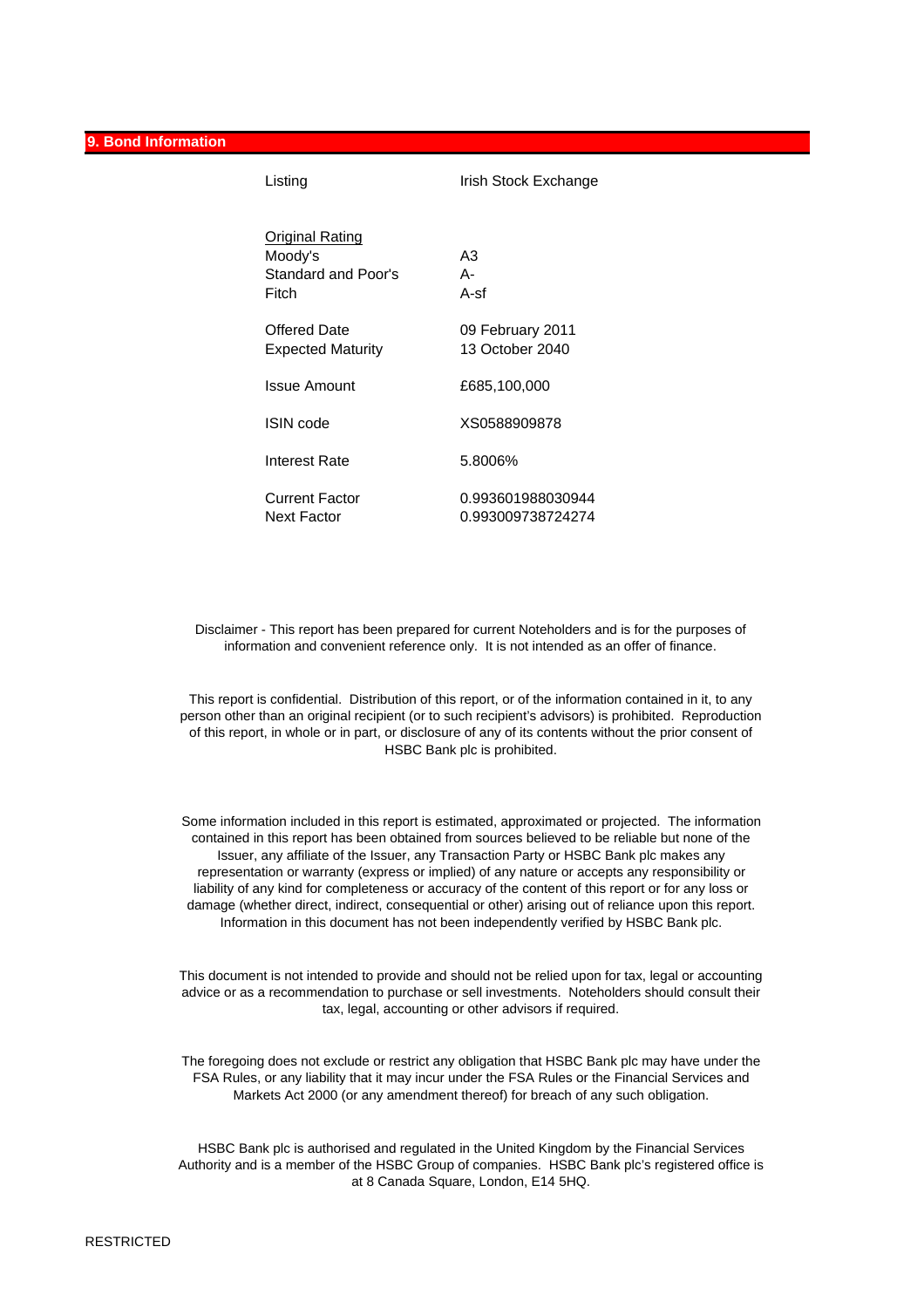## 9. Bond Information

| | |
|---|---|
| Listing | Irish Stock Exchange |
| Original Rating | |
| Moody's | A3 |
| Standard and Poor's | A- |
| Fitch | A-sf |
| Offered Date | 09 February 2011 |
| Expected Maturity | 13 October 2040 |
| Issue Amount | £685,100,000 |
| ISIN code | XS0588909878 |
| Interest Rate | 5.8006% |
| Current Factor | 0.993601988030944 |
| Next Factor | 0.993009738724274 |

Disclaimer - This report has been prepared for current Noteholders and is for the purposes of information and convenient reference only. It is not intended as an offer of finance.

This report is confidential. Distribution of this report, or of the information contained in it, to any person other than an original recipient (or to such recipient's advisors) is prohibited. Reproduction of this report, in whole or in part, or disclosure of any of its contents without the prior consent of HSBC Bank plc is prohibited.

Some information included in this report is estimated, approximated or projected. The information contained in this report has been obtained from sources believed to be reliable but none of the Issuer, any affiliate of the Issuer, any Transaction Party or HSBC Bank plc makes any representation or warranty (express or implied) of any nature or accepts any responsibility or liability of any kind for completeness or accuracy of the content of this report or for any loss or damage (whether direct, indirect, consequential or other) arising out of reliance upon this report. Information in this document has not been independently verified by HSBC Bank plc.

This document is not intended to provide and should not be relied upon for tax, legal or accounting advice or as a recommendation to purchase or sell investments. Noteholders should consult their tax, legal, accounting or other advisors if required.

The foregoing does not exclude or restrict any obligation that HSBC Bank plc may have under the FSA Rules, or any liability that it may incur under the FSA Rules or the Financial Services and Markets Act 2000 (or any amendment thereof) for breach of any such obligation.

HSBC Bank plc is authorised and regulated in the United Kingdom by the Financial Services Authority and is a member of the HSBC Group of companies. HSBC Bank plc's registered office is at 8 Canada Square, London, E14 5HQ.

RESTRICTED